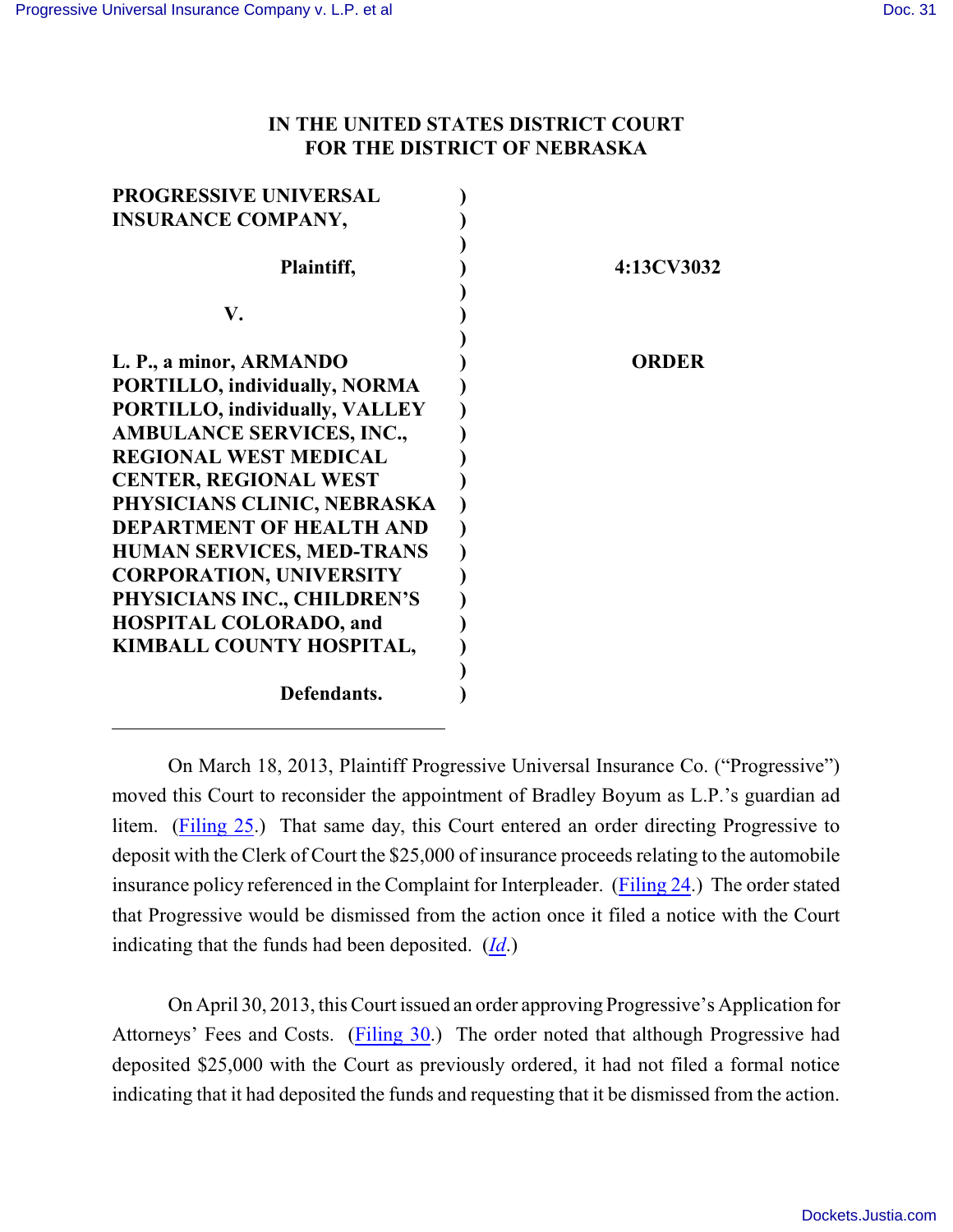**IN THE UNITED STATES DISTRICT COURT**
**FOR THE DISTRICT OF NEBRASKA**

| | | |
|---|---|---|
| **PROGRESSIVE UNIVERSAL INSURANCE COMPANY,** <br><br> **Plaintiff,** <br><br> **V.** <br><br> **L. P., a minor, ARMANDO PORTILLO, individually, NORMA PORTILLO, individually, VALLEY AMBULANCE SERVICES, INC., REGIONAL WEST MEDICAL CENTER, REGIONAL WEST PHYSICIANS CLINIC, NEBRASKA DEPARTMENT OF HEALTH AND HUMAN SERVICES, MED-TRANS CORPORATION, UNIVERSITY PHYSICIANS INC., CHILDREN'S HOSPITAL COLORADO, and KIMBALL COUNTY HOSPITAL,** <br><br> **Defendants.** | ) | **4:13CV3032** <br><br> **ORDER** |

On March 18, 2013, Plaintiff Progressive Universal Insurance Co. ("Progressive") moved this Court to reconsider the appointment of Bradley Boyum as L.P.'s guardian ad litem. (Filing 25.) That same day, this Court entered an order directing Progressive to deposit with the Clerk of Court the $25,000 of insurance proceeds relating to the automobile insurance policy referenced in the Complaint for Interpleader. (Filing 24.) The order stated that Progressive would be dismissed from the action once it filed a notice with the Court indicating that the funds had been deposited. (*Id*.)

On April 30, 2013, this Court issued an order approving Progressive's Application for Attorneys' Fees and Costs. (Filing 30.) The order noted that although Progressive had deposited $25,000 with the Court as previously ordered, it had not filed a formal notice indicating that it had deposited the funds and requesting that it be dismissed from the action.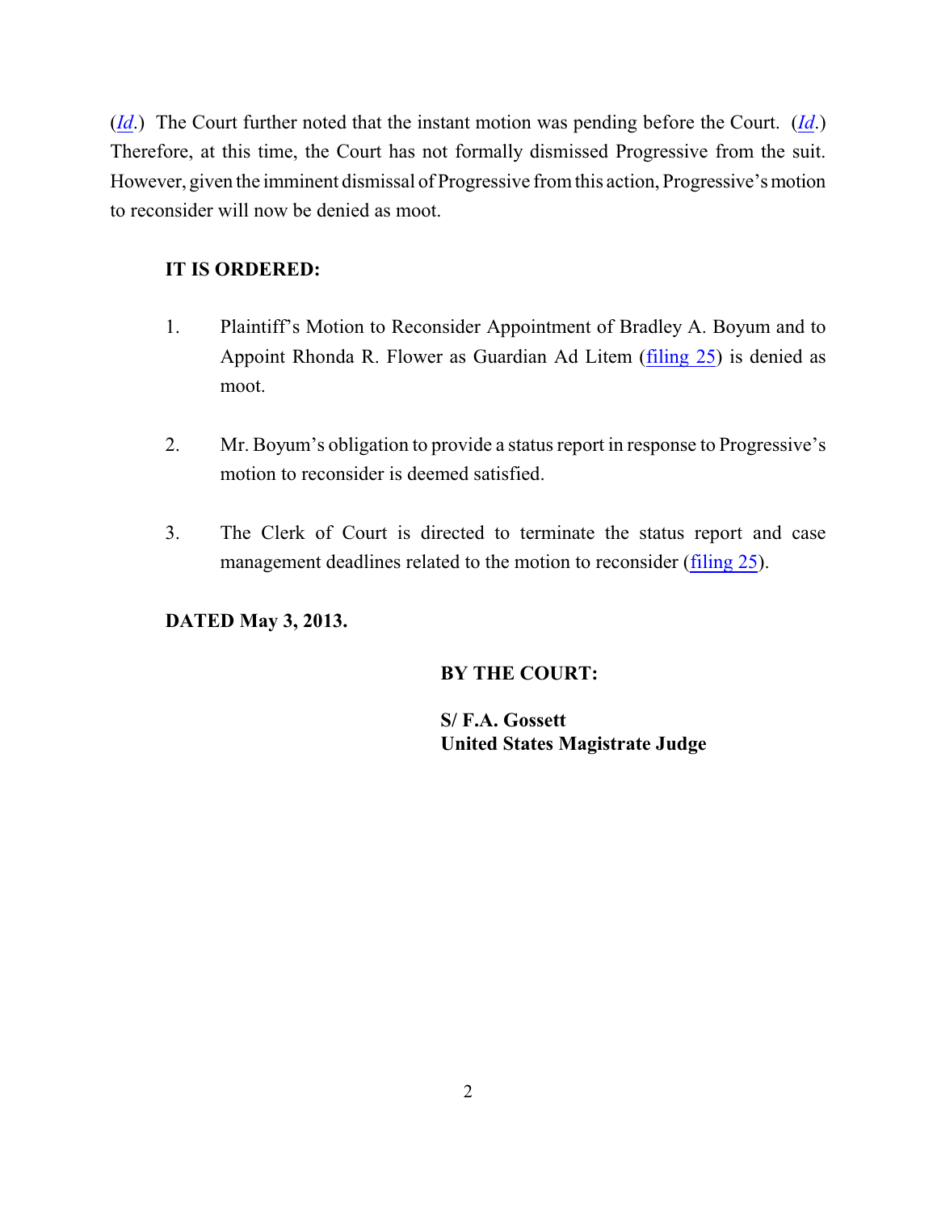(*Id*.) The Court further noted that the instant motion was pending before the Court. (*Id*.) Therefore, at this time, the Court has not formally dismissed Progressive from the suit. However, given the imminent dismissal of Progressive from this action, Progressive's motion to reconsider will now be denied as moot.

**IT IS ORDERED:**

1. Plaintiff's Motion to Reconsider Appointment of Bradley A. Boyum and to Appoint Rhonda R. Flower as Guardian Ad Litem (filing 25) is denied as moot.

2. Mr. Boyum's obligation to provide a status report in response to Progressive's motion to reconsider is deemed satisfied.

3. The Clerk of Court is directed to terminate the status report and case management deadlines related to the motion to reconsider (filing 25).

**DATED May 3, 2013.**

**BY THE COURT:**

**S/ F.A. Gossett**
**United States Magistrate Judge**